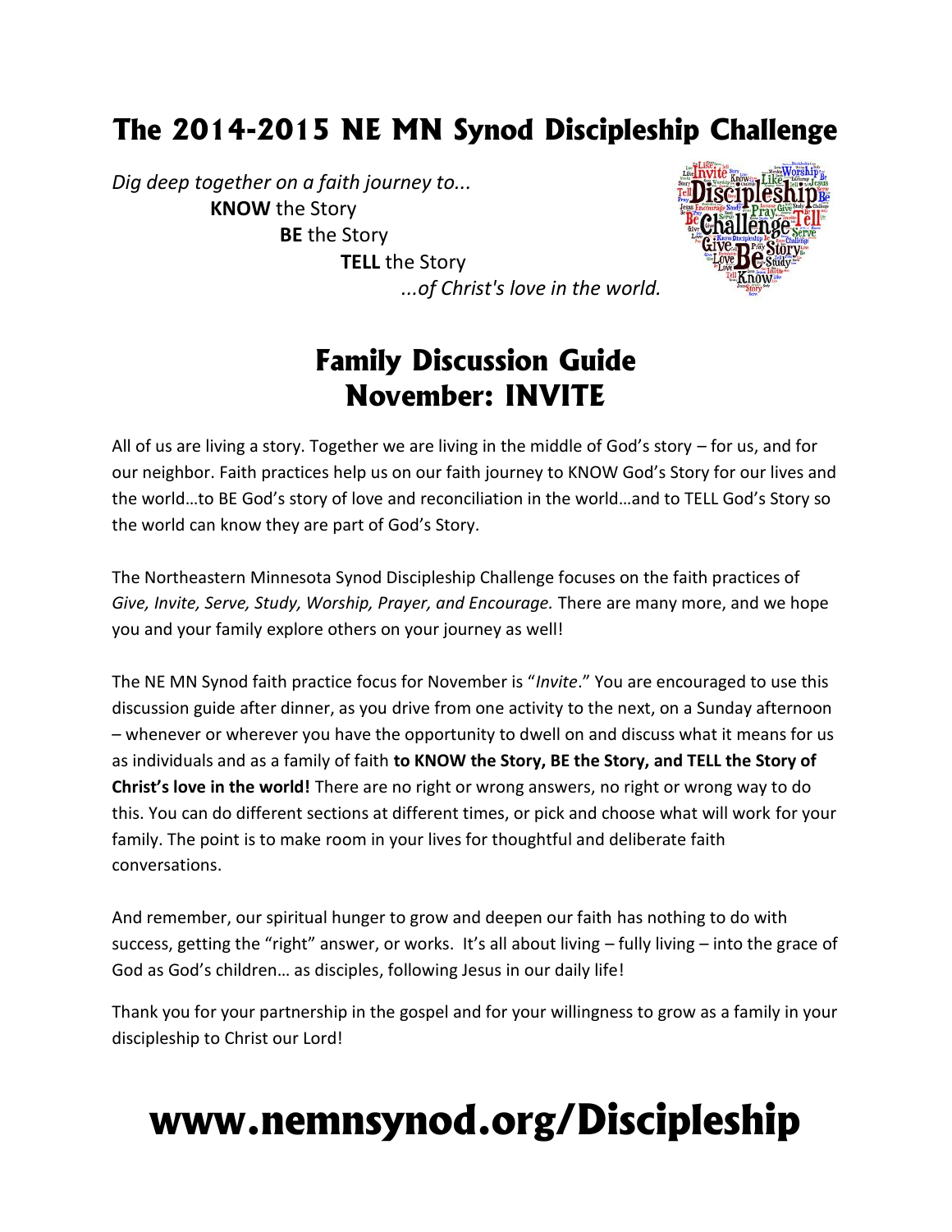# The 2014-2015 NE MN Synod Discipleship Challenge

*Dig deep together on a faith journey to...*
**KNOW** the Story
**BE** the Story
**TELL** the Story
*...of Christ's love in the world.*

## Family Discussion Guide
## November: INVITE

All of us are living a story. Together we are living in the middle of God's story – for us, and for our neighbor. Faith practices help us on our faith journey to KNOW God's Story for our lives and the world…to BE God's story of love and reconciliation in the world…and to TELL God's Story so the world can know they are part of God's Story.

The Northeastern Minnesota Synod Discipleship Challenge focuses on the faith practices of *Give, Invite, Serve, Study, Worship, Prayer, and Encourage.* There are many more, and we hope you and your family explore others on your journey as well!

The NE MN Synod faith practice focus for November is "*Invite*." You are encouraged to use this discussion guide after dinner, as you drive from one activity to the next, on a Sunday afternoon – whenever or wherever you have the opportunity to dwell on and discuss what it means for us as individuals and as a family of faith **to KNOW the Story, BE the Story, and TELL the Story of Christ's love in the world!** There are no right or wrong answers, no right or wrong way to do this. You can do different sections at different times, or pick and choose what will work for your family. The point is to make room in your lives for thoughtful and deliberate faith conversations.

And remember, our spiritual hunger to grow and deepen our faith has nothing to do with success, getting the "right" answer, or works. It's all about living – fully living – into the grace of God as God's children… as disciples, following Jesus in our daily life!

Thank you for your partnership in the gospel and for your willingness to grow as a family in your discipleship to Christ our Lord!

# www.nemnsynod.org/Discipleship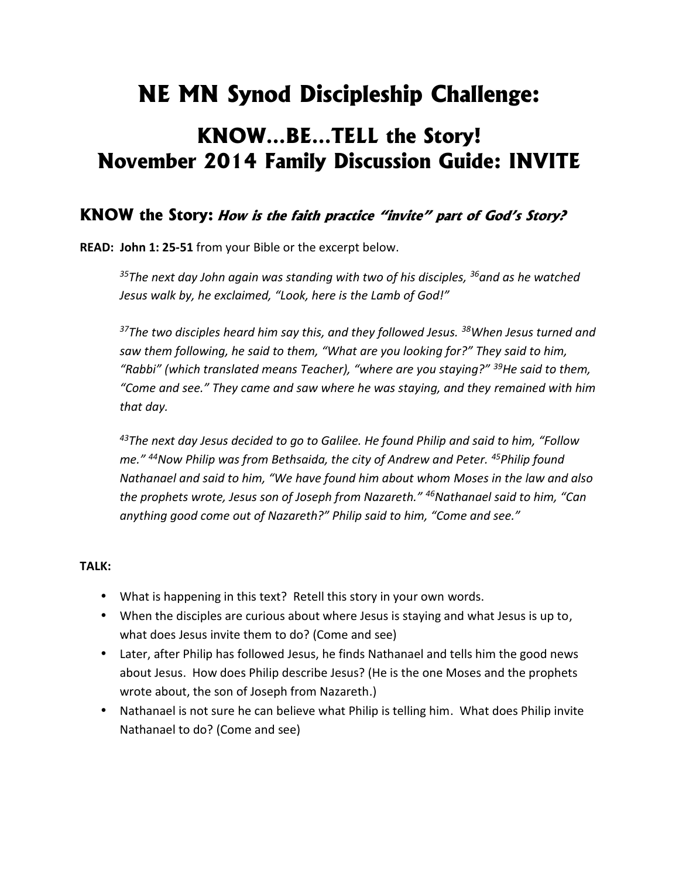# NE MN Synod Discipleship Challenge:

## KNOW…BE…TELL the Story!
## November 2014 Family Discussion Guide: INVITE

### KNOW the Story: *How is the faith practice "invite" part of God's Story?*

**READ: John 1: 25-51** from your Bible or the excerpt below.

> *[35]The next day John again was standing with two of his disciples, [36]and as he watched Jesus walk by, he exclaimed, "Look, here is the Lamb of God!"*
>
> *[37]The two disciples heard him say this, and they followed Jesus. [38]When Jesus turned and saw them following, he said to them, "What are you looking for?" They said to him, "Rabbi" (which translated means Teacher), "where are you staying?" [39]He said to them, "Come and see." They came and saw where he was staying, and they remained with him that day.*
>
> *[43]The next day Jesus decided to go to Galilee. He found Philip and said to him, "Follow me." [44]Now Philip was from Bethsaida, the city of Andrew and Peter. [45]Philip found Nathanael and said to him, "We have found him about whom Moses in the law and also the prophets wrote, Jesus son of Joseph from Nazareth." [46]Nathanael said to him, "Can anything good come out of Nazareth?" Philip said to him, "Come and see."*

**TALK:**

- What is happening in this text? Retell this story in your own words.
- When the disciples are curious about where Jesus is staying and what Jesus is up to, what does Jesus invite them to do? (Come and see)
- Later, after Philip has followed Jesus, he finds Nathanael and tells him the good news about Jesus. How does Philip describe Jesus? (He is the one Moses and the prophets wrote about, the son of Joseph from Nazareth.)
- Nathanael is not sure he can believe what Philip is telling him. What does Philip invite Nathanael to do? (Come and see)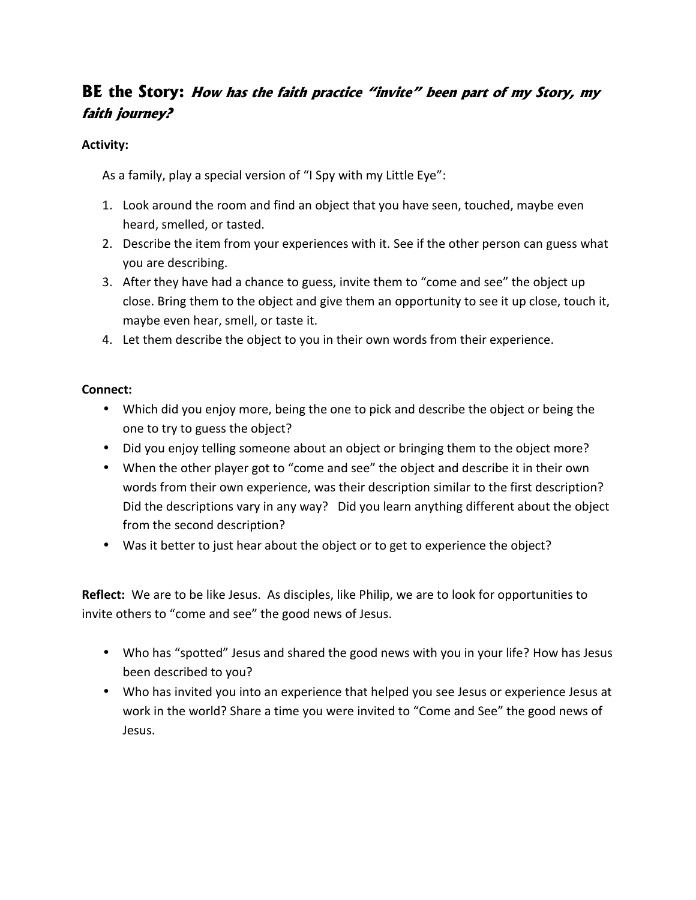## **BE the Story:** ***How has the faith practice "invite" been part of my Story, my faith journey?***

**Activity:**

As a family, play a special version of "I Spy with my Little Eye":

1. Look around the room and find an object that you have seen, touched, maybe even heard, smelled, or tasted.
2. Describe the item from your experiences with it. See if the other person can guess what you are describing.
3. After they have had a chance to guess, invite them to "come and see" the object up close. Bring them to the object and give them an opportunity to see it up close, touch it, maybe even hear, smell, or taste it.
4. Let them describe the object to you in their own words from their experience.

**Connect:**

- Which did you enjoy more, being the one to pick and describe the object or being the one to try to guess the object?
- Did you enjoy telling someone about an object or bringing them to the object more?
- When the other player got to "come and see" the object and describe it in their own words from their own experience, was their description similar to the first description? Did the descriptions vary in any way? Did you learn anything different about the object from the second description?
- Was it better to just hear about the object or to get to experience the object?

**Reflect:** We are to be like Jesus. As disciples, like Philip, we are to look for opportunities to invite others to "come and see" the good news of Jesus.

- Who has "spotted" Jesus and shared the good news with you in your life? How has Jesus been described to you?
- Who has invited you into an experience that helped you see Jesus or experience Jesus at work in the world? Share a time you were invited to "Come and See" the good news of Jesus.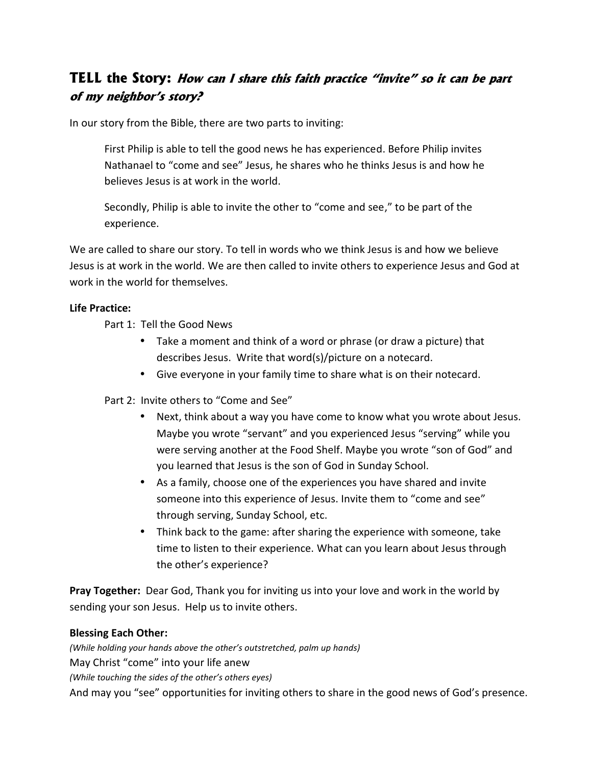## TELL the Story: *How can I share this faith practice "invite" so it can be part of my neighbor's story?*

In our story from the Bible, there are two parts to inviting:

> First Philip is able to tell the good news he has experienced. Before Philip invites Nathanael to "come and see" Jesus, he shares who he thinks Jesus is and how he believes Jesus is at work in the world.
>
> Secondly, Philip is able to invite the other to "come and see," to be part of the experience.

We are called to share our story. To tell in words who we think Jesus is and how we believe Jesus is at work in the world. We are then called to invite others to experience Jesus and God at work in the world for themselves.

**Life Practice:**

Part 1: Tell the Good News

- Take a moment and think of a word or phrase (or draw a picture) that describes Jesus. Write that word(s)/picture on a notecard.
- Give everyone in your family time to share what is on their notecard.

Part 2: Invite others to "Come and See"

- Next, think about a way you have come to know what you wrote about Jesus. Maybe you wrote "servant" and you experienced Jesus "serving" while you were serving another at the Food Shelf. Maybe you wrote "son of God" and you learned that Jesus is the son of God in Sunday School.
- As a family, choose one of the experiences you have shared and invite someone into this experience of Jesus. Invite them to "come and see" through serving, Sunday School, etc.
- Think back to the game: after sharing the experience with someone, take time to listen to their experience. What can you learn about Jesus through the other's experience?

**Pray Together:** Dear God, Thank you for inviting us into your love and work in the world by sending your son Jesus. Help us to invite others.

**Blessing Each Other:**

*(While holding your hands above the other's outstretched, palm up hands)*

May Christ "come" into your life anew

*(While touching the sides of the other's others eyes)*

And may you "see" opportunities for inviting others to share in the good news of God's presence.